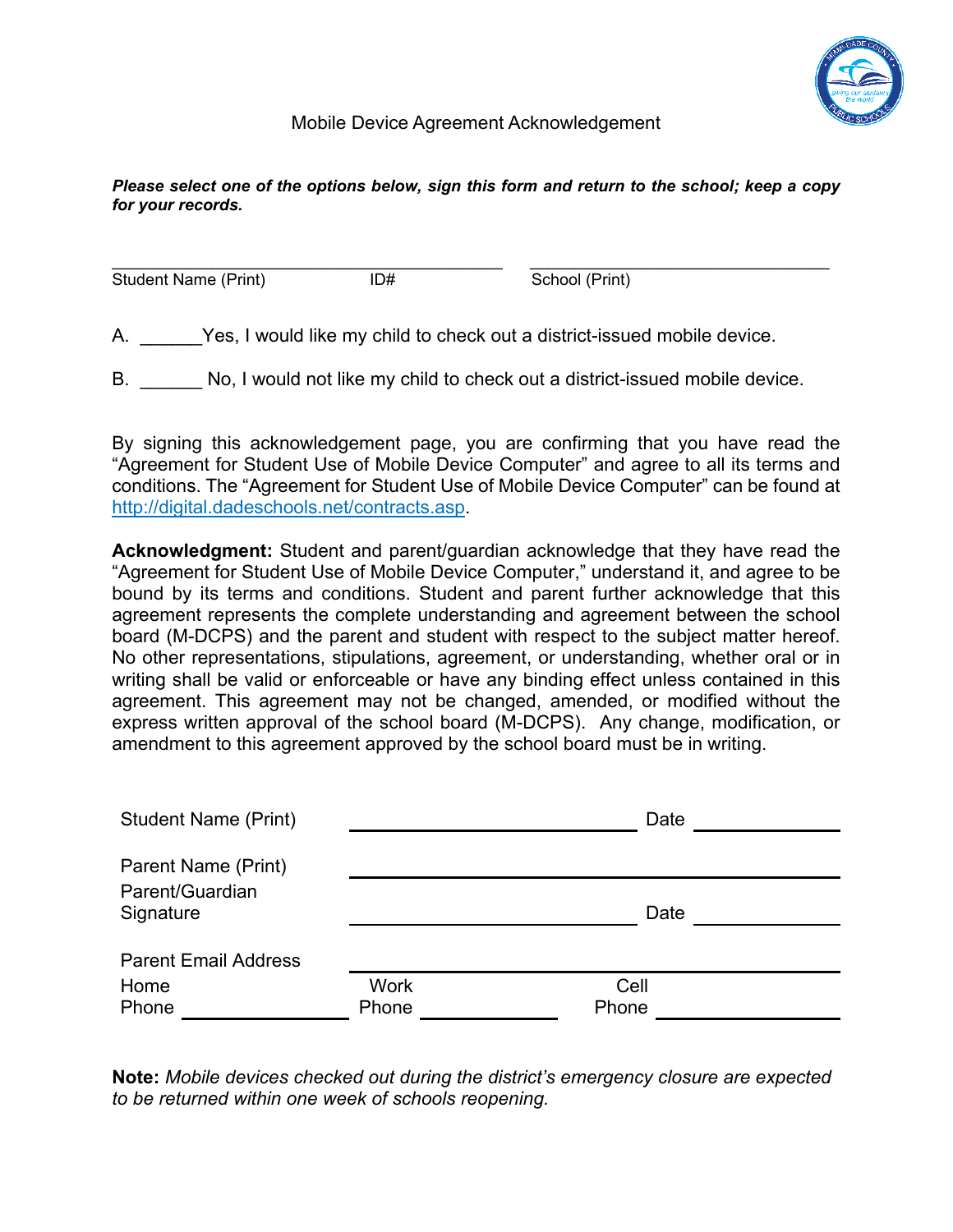# Mobile Device Agreement Acknowledgement

***Please select one of the options below, sign this form and return to the school; keep a copy for your records.***

Student Name (Print) _______________ ID# _______________ School (Print) _______________

A. ______Yes, I would like my child to check out a district-issued mobile device.

B. ______ No, I would not like my child to check out a district-issued mobile device.

By signing this acknowledgement page, you are confirming that you have read the "Agreement for Student Use of Mobile Device Computer" and agree to all its terms and conditions. The "Agreement for Student Use of Mobile Device Computer" can be found at [http://digital.dadeschools.net/contracts.asp](http://digital.dadeschools.net/contracts.asp).

**Acknowledgment:** Student and parent/guardian acknowledge that they have read the "Agreement for Student Use of Mobile Device Computer," understand it, and agree to be bound by its terms and conditions. Student and parent further acknowledge that this agreement represents the complete understanding and agreement between the school board (M-DCPS) and the parent and student with respect to the subject matter hereof. No other representations, stipulations, agreement, or understanding, whether oral or in writing shall be valid or enforceable or have any binding effect unless contained in this agreement. This agreement may not be changed, amended, or modified without the express written approval of the school board (M-DCPS). Any change, modification, or amendment to this agreement approved by the school board must be in writing.

Student Name (Print) _______________ Date _______________

Parent Name (Print) _______________

Parent/Guardian Signature _______________ Date _______________

Parent Email Address _______________

Home Phone _______________ Work Phone _______________ Cell Phone _______________

**Note:** *Mobile devices checked out during the district's emergency closure are expected to be returned within one week of schools reopening.*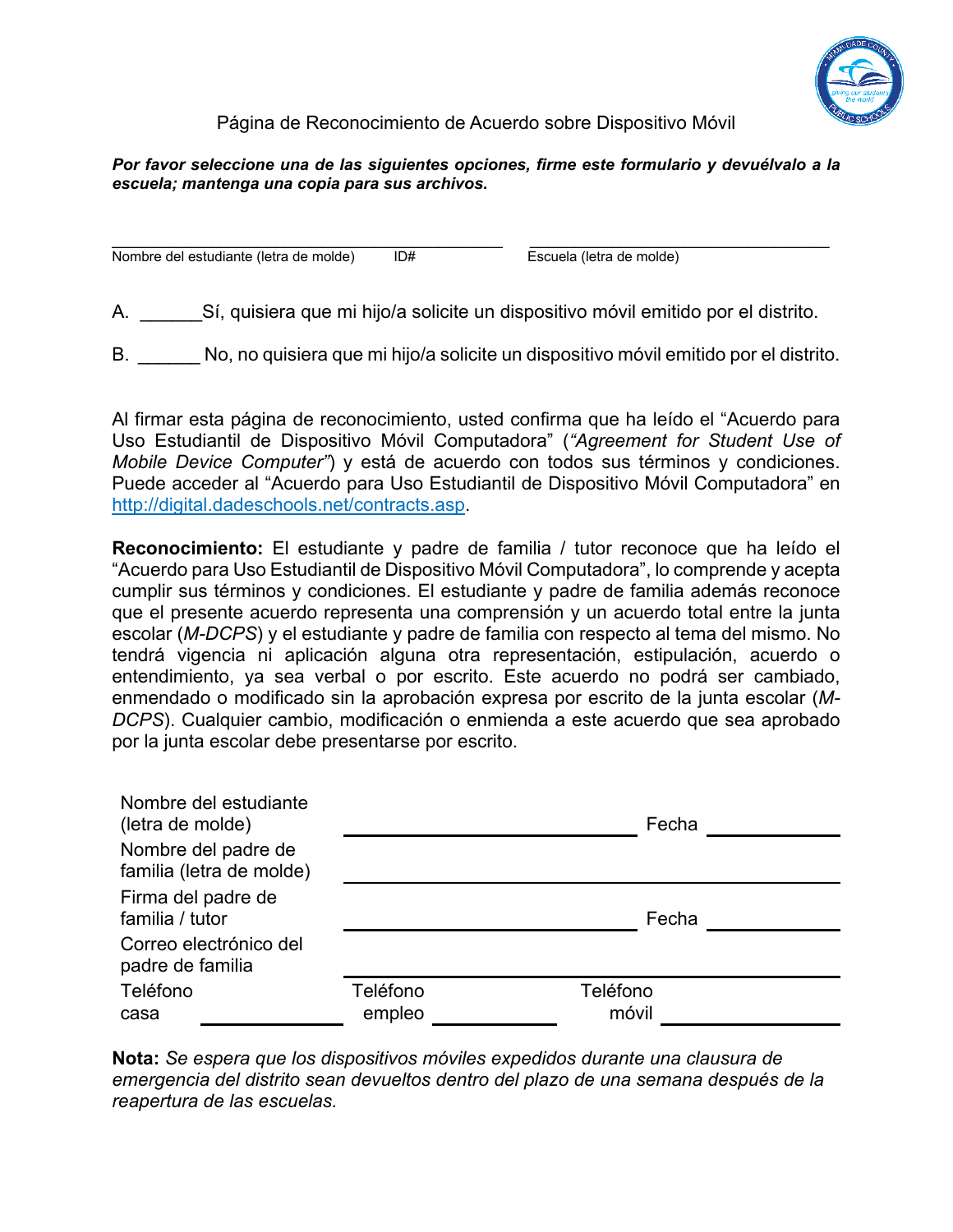Página de Reconocimiento de Acuerdo sobre Dispositivo Móvil

***Por favor seleccione una de las siguientes opciones, firme este formulario y devuélvalo a la escuela; mantenga una copia para sus archivos.***

\_\_\_\_\_\_\_\_\_\_\_\_\_\_\_\_\_\_\_\_\_\_\_\_\_\_\_\_\_\_\_\_\_\_\_\_\_\_\_\_\_\_\_\_ \_\_\_\_\_\_\_\_\_\_\_\_\_\_\_\_\_\_\_\_\_\_\_\_\_\_\_\_\_\_\_\_\_\_
Nombre del estudiante (letra de molde) ID# Escuela (letra de molde)

A. \_\_\_\_\_\_Sí, quisiera que mi hijo/a solicite un dispositivo móvil emitido por el distrito.

B. \_\_\_\_\_\_ No, no quisiera que mi hijo/a solicite un dispositivo móvil emitido por el distrito.

Al firmar esta página de reconocimiento, usted confirma que ha leído el "Acuerdo para Uso Estudiantil de Dispositivo Móvil Computadora" (*"Agreement for Student Use of Mobile Device Computer"*) y está de acuerdo con todos sus términos y condiciones. Puede acceder al "Acuerdo para Uso Estudiantil de Dispositivo Móvil Computadora" en http://digital.dadeschools.net/contracts.asp.

**Reconocimiento:** El estudiante y padre de familia / tutor reconoce que ha leído el "Acuerdo para Uso Estudiantil de Dispositivo Móvil Computadora", lo comprende y acepta cumplir sus términos y condiciones. El estudiante y padre de familia además reconoce que el presente acuerdo representa una comprensión y un acuerdo total entre la junta escolar (*M-DCPS*) y el estudiante y padre de familia con respecto al tema del mismo. No tendrá vigencia ni aplicación alguna otra representación, estipulación, acuerdo o entendimiento, ya sea verbal o por escrito. Este acuerdo no podrá ser cambiado, enmendado o modificado sin la aprobación expresa por escrito de la junta escolar (*M-DCPS*). Cualquier cambio, modificación o enmienda a este acuerdo que sea aprobado por la junta escolar debe presentarse por escrito.

Nombre del estudiante (letra de molde) \_\_\_\_\_\_\_\_\_\_\_\_\_\_\_\_\_\_\_\_\_\_\_\_\_\_ Fecha \_\_\_\_\_\_\_\_\_\_\_\_

Nombre del padre de familia (letra de molde) \_\_\_\_\_\_\_\_\_\_\_\_\_\_\_\_\_\_\_\_\_\_\_\_\_\_\_\_\_\_\_\_\_\_\_\_\_\_\_\_\_\_\_\_

Firma del padre de familia / tutor \_\_\_\_\_\_\_\_\_\_\_\_\_\_\_\_\_\_\_\_\_\_\_\_\_\_ Fecha \_\_\_\_\_\_\_\_\_\_\_\_

Correo electrónico del padre de familia \_\_\_\_\_\_\_\_\_\_\_\_\_\_\_\_\_\_\_\_\_\_\_\_\_\_\_\_\_\_\_\_\_\_\_\_\_\_\_\_\_\_\_\_

Teléfono casa \_\_\_\_\_\_\_\_\_\_\_\_ Teléfono empleo \_\_\_\_\_\_\_\_\_\_\_\_ Teléfono móvil \_\_\_\_\_\_\_\_\_\_\_\_

**Nota:** *Se espera que los dispositivos móviles expedidos durante una clausura de emergencia del distrito sean devueltos dentro del plazo de una semana después de la reapertura de las escuelas.*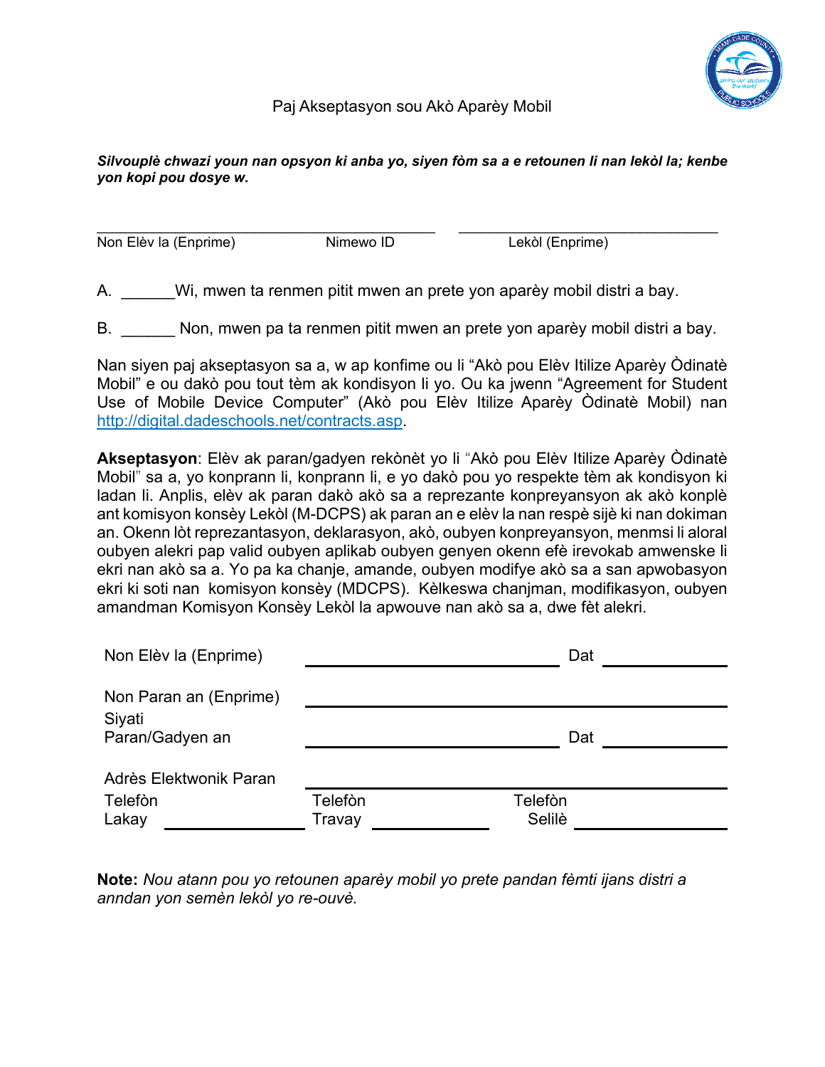Paj Akseptasyon sou Akò Aparèy Mobil

***Silvouplè chwazi youn nan opsyon ki anba yo, siyen fòm sa a e retounen li nan lekòl la; kenbe yon kopi pou dosye w.***

\_\_\_\_\_\_\_\_\_\_\_\_\_\_\_\_\_\_\_\_\_\_\_\_\_\_\_\_\_\_\_\_\_\_\_\_\_\_\_\_\_\_\_\_\_\_ \_\_\_\_\_\_\_\_\_\_\_\_\_\_\_\_\_\_\_\_\_\_\_\_\_\_\_\_\_\_\_\_\_\_\_\_

Non Elèv la (Enprime) Nimewo ID Lekòl (Enprime)

A. \_\_\_\_\_\_Wi, mwen ta renmen pitit mwen an prete yon aparèy mobil distri a bay.

B. \_\_\_\_\_\_ Non, mwen pa ta renmen pitit mwen an prete yon aparèy mobil distri a bay.

Nan siyen paj akseptasyon sa a, w ap konfime ou li "Akò pou Elèv Itilize Aparèy Òdinatè Mobil" e ou dakò pou tout tèm ak kondisyon li yo. Ou ka jwenn "Agreement for Student Use of Mobile Device Computer" (Akò pou Elèv Itilize Aparèy Òdinatè Mobil) nan http://digital.dadeschools.net/contracts.asp.

**Akseptasyon**: Elèv ak paran/gadyen rekònèt yo li "Akò pou Elèv Itilize Aparèy Òdinatè Mobil" sa a, yo konprann li, konprann li, e yo dakò pou yo respekte tèm ak kondisyon ki ladan li. Anplis, elèv ak paran dakò akò sa a reprezante konpreyansyon ak akò konplè ant komisyon konsèy Lekòl (M-DCPS) ak paran an e elèv la nan respè sijè ki nan dokiman an. Okenn lòt reprezantasyon, deklarasyon, akò, oubyen konpreyansyon, menmsi li aloral oubyen alekri pap valid oubyen aplikab oubyen genyen okenn efè irevokab amwenske li ekri nan akò sa a. Yo pa ka chanje, amande, oubyen modifye akò sa a san apwobasyon ekri ki soti nan komisyon konsèy (MDCPS). Kèlkeswa chanjman, modifikasyon, oubyen amandman Komisyon Konsèy Lekòl la apwouve nan akò sa a, dwe fèt alekri.

Non Elèv la (Enprime) \_\_\_\_\_\_\_\_\_\_\_\_\_\_\_\_\_\_\_\_\_\_\_\_\_\_\_\_\_\_ Dat \_\_\_\_\_\_\_\_\_\_\_\_\_\_

Non Paran an (Enprime) \_\_\_\_\_\_\_\_\_\_\_\_\_\_\_\_\_\_\_\_\_\_\_\_\_\_\_\_\_\_\_\_\_\_\_\_\_\_\_\_\_\_\_\_\_\_

Siyati Paran/Gadyen an \_\_\_\_\_\_\_\_\_\_\_\_\_\_\_\_\_\_\_\_\_\_\_\_\_\_\_\_\_\_ Dat \_\_\_\_\_\_\_\_\_\_\_\_\_\_

Adrès Elektwonik Paran \_\_\_\_\_\_\_\_\_\_\_\_\_\_\_\_\_\_\_\_\_\_\_\_\_\_\_\_\_\_\_\_\_\_\_\_\_\_\_\_\_\_\_\_\_\_

Telefòn Lakay \_\_\_\_\_\_\_\_\_\_\_\_\_\_ Telefòn Travay \_\_\_\_\_\_\_\_\_\_\_\_ Telefòn Selilè \_\_\_\_\_\_\_\_\_\_\_\_\_\_

**Note:** *Nou atann pou yo retounen aparèy mobil yo prete pandan fèmti ijans distri a anndan yon semèn lekòl yo re-ouvè.*